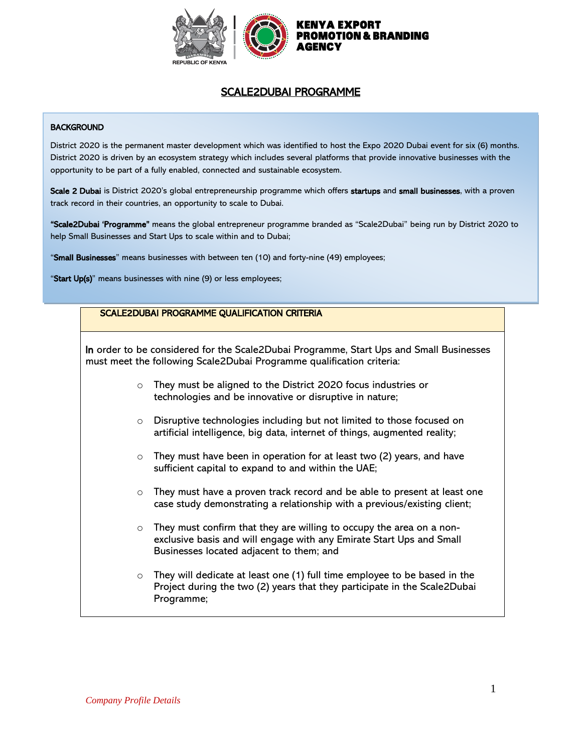REPUBLIC OF KENYA

KENYA EXPORT PROMOTION & BRANDING AGENCY

# SCALE2DUBAI PROGRAMME

**BACKGROUND**

District 2020 is the permanent master development which was identified to host the Expo 2020 Dubai event for six (6) months. District 2020 is driven by an ecosystem strategy which includes several platforms that provide innovative businesses with the opportunity to be part of a fully enabled, connected and sustainable ecosystem.

**Scale 2 Dubai** is District 2020's global entrepreneurship programme which offers **startups** and **small businesses**, with a proven track record in their countries, an opportunity to scale to Dubai.

**"Scale2Dubai 'Programme"** means the global entrepreneur programme branded as "Scale2Dubai" being run by District 2020 to help Small Businesses and Start Ups to scale within and to Dubai;

"**Small Businesses**" means businesses with between ten (10) and forty-nine (49) employees;

"**Start Up(s)**" means businesses with nine (9) or less employees;

**SCALE2DUBAI PROGRAMME QUALIFICATION CRITERIA**

In order to be considered for the Scale2Dubai Programme, Start Ups and Small Businesses must meet the following Scale2Dubai Programme qualification criteria:

- They must be aligned to the District 2020 focus industries or technologies and be innovative or disruptive in nature;
- Disruptive technologies including but not limited to those focused on artificial intelligence, big data, internet of things, augmented reality;
- They must have been in operation for at least two (2) years, and have sufficient capital to expand to and within the UAE;
- They must have a proven track record and be able to present at least one case study demonstrating a relationship with a previous/existing client;
- They must confirm that they are willing to occupy the area on a non-exclusive basis and will engage with any Emirate Start Ups and Small Businesses located adjacent to them; and
- They will dedicate at least one (1) full time employee to be based in the Project during the two (2) years that they participate in the Scale2Dubai Programme;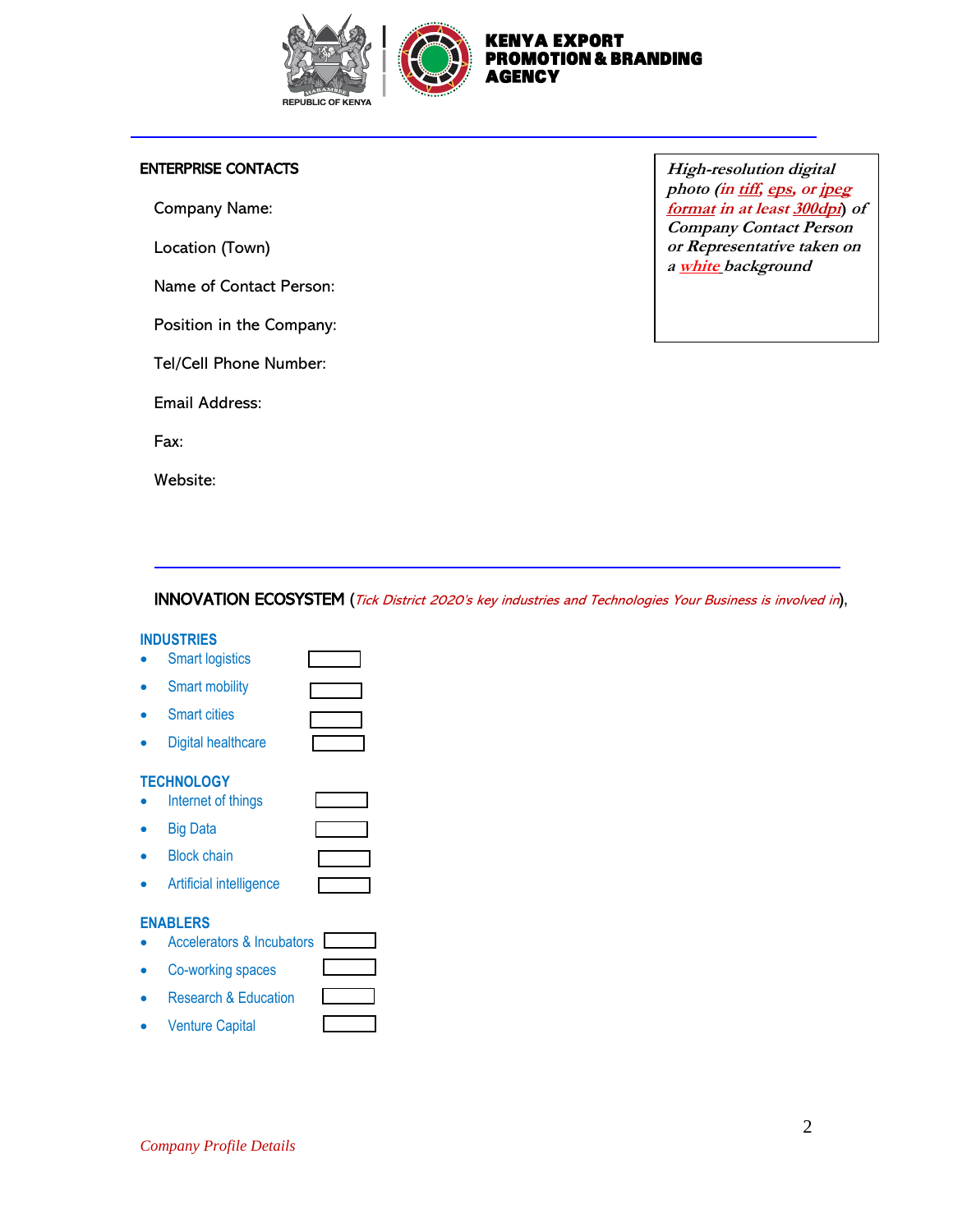**KENYA EXPORT PROMOTION & BRANDING AGENCY**

REPUBLIC OF KENYA

## ENTERPRISE CONTACTS

*High-resolution digital photo (in tiff, eps, or jpeg format in at least 300dpi) of Company Contact Person or Representative taken on a white background*

Company Name:

Location (Town)

Name of Contact Person:

Position in the Company:

Tel/Cell Phone Number:

Email Address:

Fax:

Website:

## INNOVATION ECOSYSTEM (*Tick District 2020's key industries and Technologies Your Business is involved in*),

### INDUSTRIES

- Smart logistics ☐
- Smart mobility ☐
- Smart cities ☐
- Digital healthcare ☐

### TECHNOLOGY

- Internet of things ☐
- Big Data ☐
- Block chain ☐
- Artificial intelligence ☐

### ENABLERS

- Accelerators & Incubators ☐
- Co-working spaces ☐
- Research & Education ☐
- Venture Capital ☐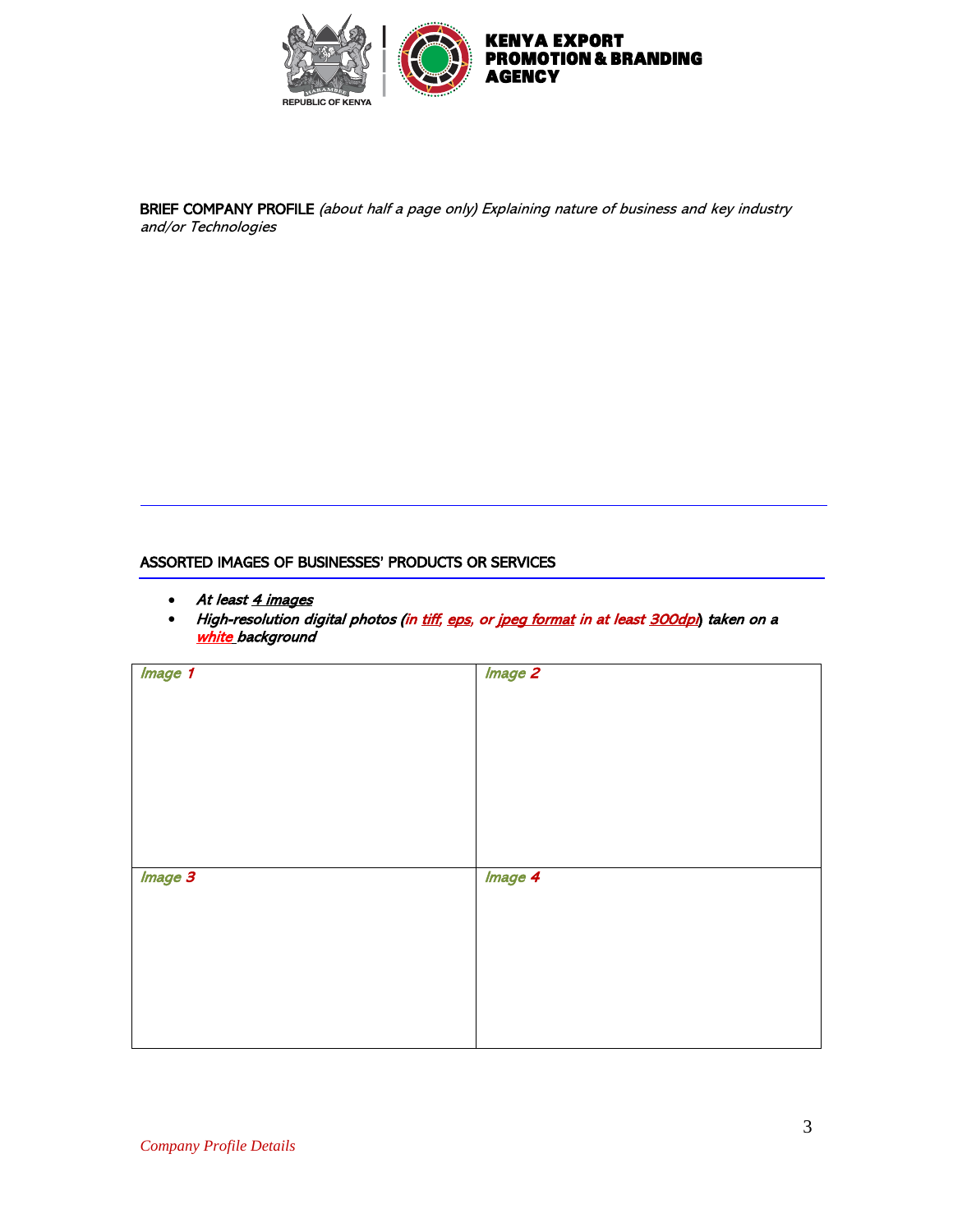**BRIEF COMPANY PROFILE** *(about half a page only) Explaining nature of business and key industry and/or Technologies*

---

## ASSORTED IMAGES OF BUSINESSES' PRODUCTS OR SERVICES

- ***At least 4 images***
- ***High-resolution digital photos (in tiff, eps, or jpeg format in at least 300dpi) taken on a white background***

| | |
|---|---|
| *Image 1* | *Image 2* |
| *Image 3* | *Image 4* |

*Company Profile Details*